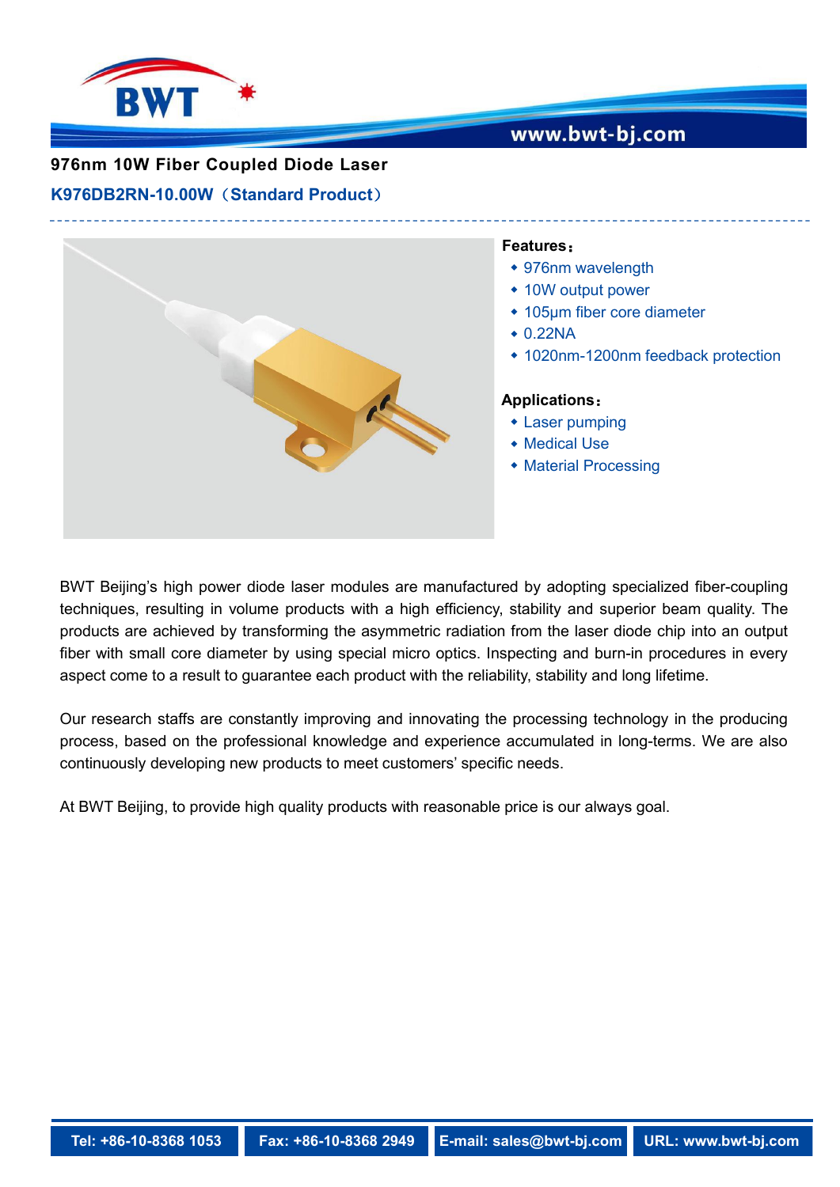# 976nm 10W Fiber Coupled Diode Laser

## K976DB2RN-10.00W（Standard Product）

**Features：**

- 976nm wavelength
- 10W output power
- 105μm fiber core diameter
- 0.22NA
- 1020nm-1200nm feedback protection

**Applications：**

- Laser pumping
- Medical Use
- Material Processing

BWT Beijing's high power diode laser modules are manufactured by adopting specialized fiber-coupling techniques, resulting in volume products with a high efficiency, stability and superior beam quality. The products are achieved by transforming the asymmetric radiation from the laser diode chip into an output fiber with small core diameter by using special micro optics. Inspecting and burn-in procedures in every aspect come to a result to guarantee each product with the reliability, stability and long lifetime.

Our research staffs are constantly improving and innovating the processing technology in the producing process, based on the professional knowledge and experience accumulated in long-terms. We are also continuously developing new products to meet customers' specific needs.

At BWT Beijing, to provide high quality products with reasonable price is our always goal.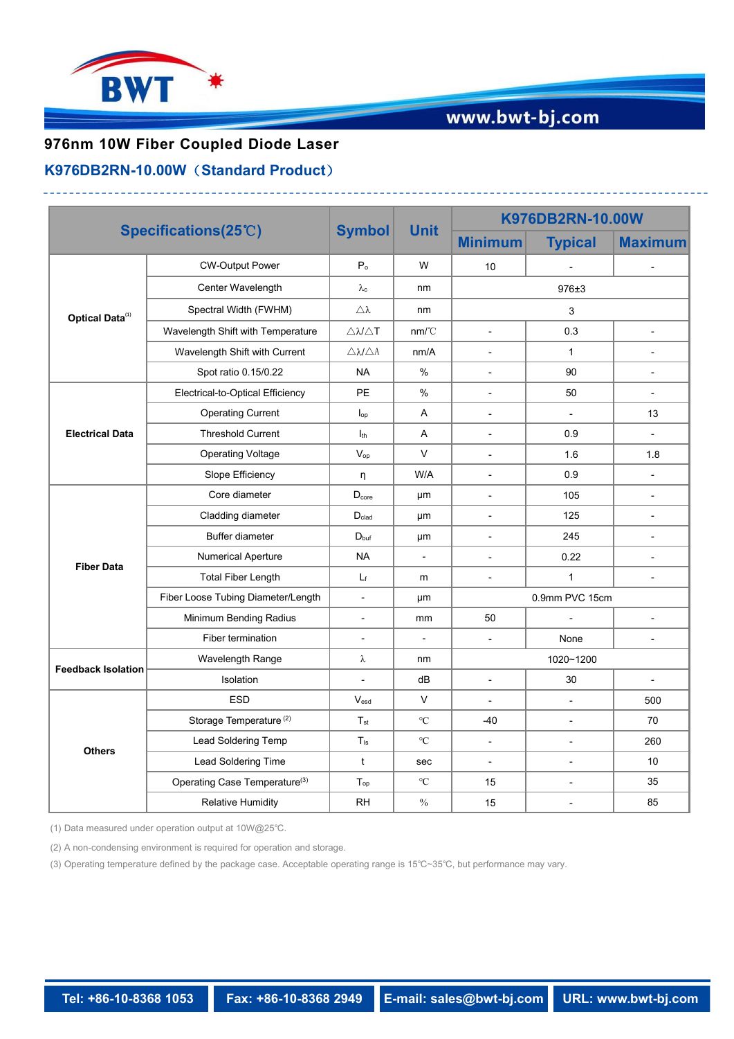# 976nm 10W Fiber Coupled Diode Laser

## K976DB2RN-10.00W（Standard Product）

| Specifications(25℃) | | Symbol | Unit | K976DB2RN-10.00W | | |
|---|---|---|---|---|---|---|
| | | | | Minimum | Typical | Maximum |
| Optical Data[1] | CW-Output Power | $P_o$ | W | 10 | - | - |
| | Center Wavelength | $\lambda_c$ | nm | 976±3 | | |
| | Spectral Width (FWHM) | $\triangle\lambda$ | nm | 3 | | |
| | Wavelength Shift with Temperature | $\triangle\lambda/\triangle T$ | nm/℃ | - | 0.3 | - |
| | Wavelength Shift with Current | $\triangle\lambda/\triangle I$ | nm/A | - | 1 | - |
| | Spot ratio 0.15/0.22 | NA | % | - | 90 | - |
| Electrical Data | Electrical-to-Optical Efficiency | PE | % | - | 50 | - |
| | Operating Current | $I_{op}$ | A | - | - | 13 |
| | Threshold Current | $I_{th}$ | A | - | 0.9 | - |
| | Operating Voltage | $V_{op}$ | V | - | 1.6 | 1.8 |
| | Slope Efficiency | η | W/A | - | 0.9 | - |
| Fiber Data | Core diameter | $D_{core}$ | μm | - | 105 | - |
| | Cladding diameter | $D_{clad}$ | μm | - | 125 | - |
| | Buffer diameter | $D_{buf}$ | μm | - | 245 | - |
| | Numerical Aperture | NA | - | - | 0.22 | - |
| | Total Fiber Length | $L_f$ | m | - | 1 | - |
| | Fiber Loose Tubing Diameter/Length | - | μm | 0.9mm PVC 15cm | | |
| | Minimum Bending Radius | - | mm | 50 | - | - |
| | Fiber termination | - | - | - | None | - |
| Feedback Isolation | Wavelength Range | λ | nm | 1020~1200 | | |
| | Isolation | - | dB | - | 30 | - |
| Others | ESD | $V_{esd}$ | V | - | - | 500 |
| | Storage Temperature[2] | $T_{st}$ | ℃ | -40 | - | 70 |
| | Lead Soldering Temp | $T_{ls}$ | ℃ | - | - | 260 |
| | Lead Soldering Time | t | sec | - | - | 10 |
| | Operating Case Temperature[3] | $T_{op}$ | ℃ | 15 | - | 35 |
| | Relative Humidity | RH | % | 15 | - | 85 |

(1) Data measured under operation output at 10W@25℃.

(2) A non-condensing environment is required for operation and storage.

(3) Operating temperature defined by the package case. Acceptable operating range is 15℃~35℃, but performance may vary.

Tel: +86-10-8368 1053 | Fax: +86-10-8368 2949 | E-mail: sales@bwt-bj.com | URL: www.bwt-bj.com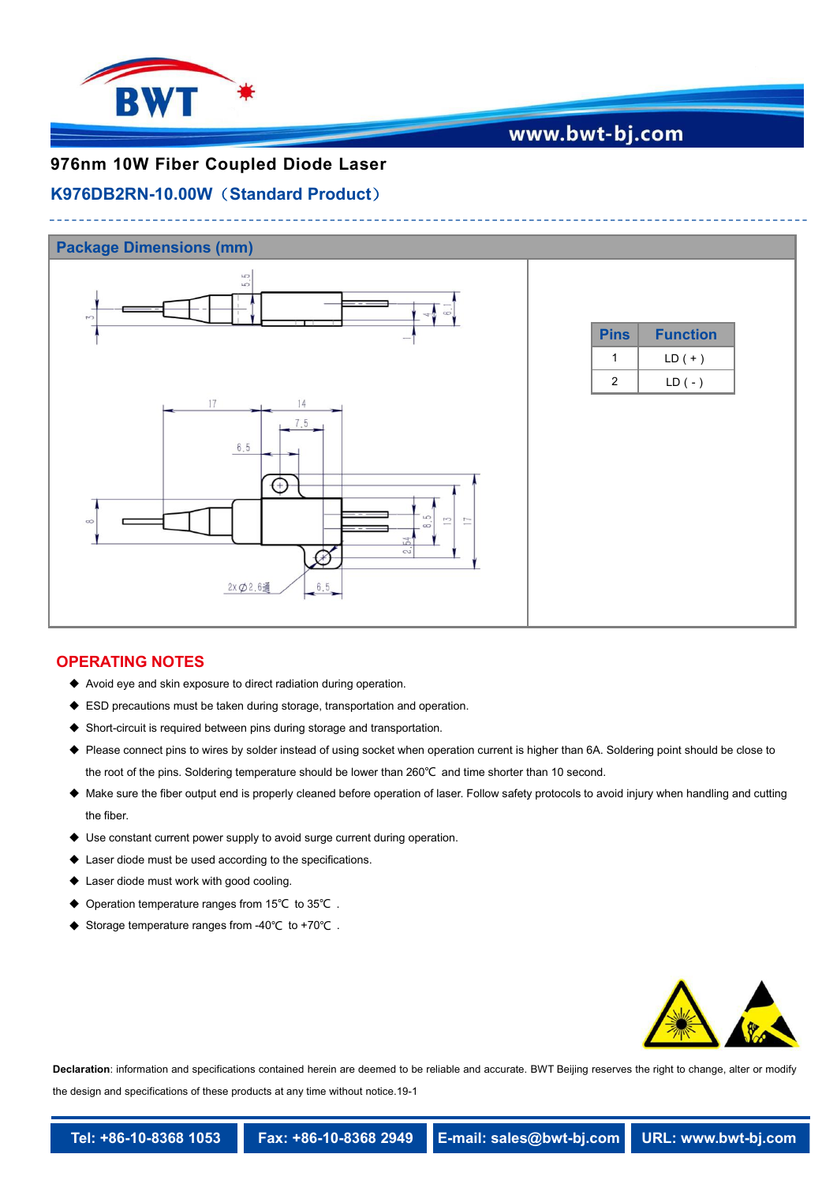# 976nm 10W Fiber Coupled Diode Laser

## K976DB2RN-10.00W（Standard Product）

### Package Dimensions (mm)

| Pins | Function |
|---|---|
| 1 | LD ( + ) |
| 2 | LD ( - ) |

## OPERATING NOTES

- Avoid eye and skin exposure to direct radiation during operation.
- ESD precautions must be taken during storage, transportation and operation.
- Short-circuit is required between pins during storage and transportation.
- Please connect pins to wires by solder instead of using socket when operation current is higher than 6A. Soldering point should be close to the root of the pins. Soldering temperature should be lower than 260℃ and time shorter than 10 second.
- Make sure the fiber output end is properly cleaned before operation of laser. Follow safety protocols to avoid injury when handling and cutting the fiber.
- Use constant current power supply to avoid surge current during operation.
- Laser diode must be used according to the specifications.
- Laser diode must work with good cooling.
- Operation temperature ranges from 15℃ to 35℃ .
- Storage temperature ranges from -40℃ to +70℃ .

**Declaration**: information and specifications contained herein are deemed to be reliable and accurate. BWT Beijing reserves the right to change, alter or modify the design and specifications of these products at any time without notice.19-1

Tel: +86-10-8368 1053 | Fax: +86-10-8368 2949 | E-mail: sales@bwt-bj.com | URL: www.bwt-bj.com